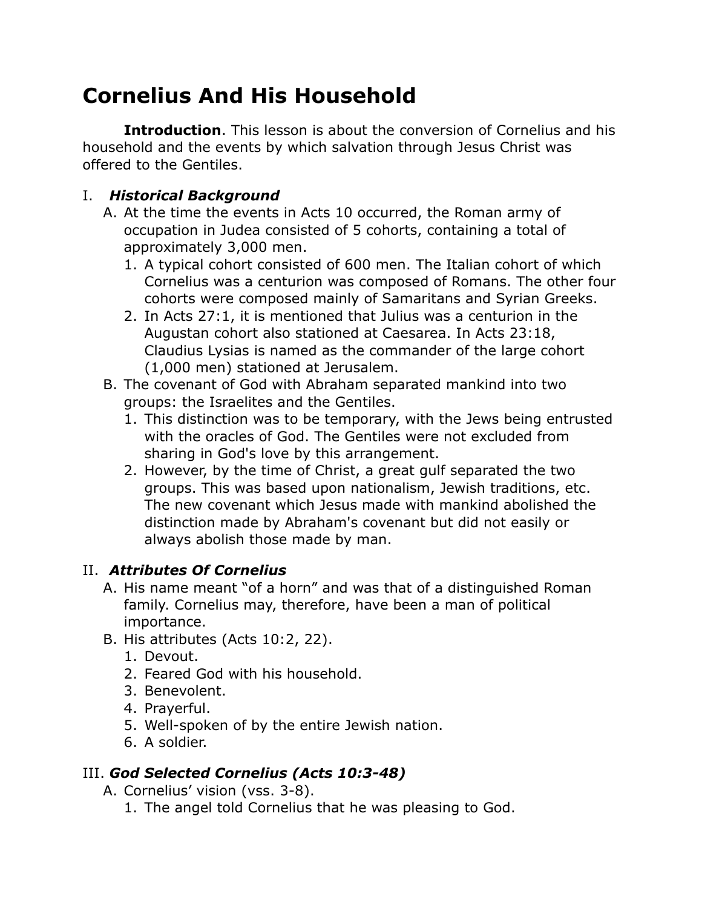# Cornelius And His Household

**Introduction**. This lesson is about the conversion of Cornelius and his household and the events by which salvation through Jesus Christ was offered to the Gentiles.

## I. *Historical Background*

A. At the time the events in Acts 10 occurred, the Roman army of occupation in Judea consisted of 5 cohorts, containing a total of approximately 3,000 men.

1. A typical cohort consisted of 600 men. The Italian cohort of which Cornelius was a centurion was composed of Romans. The other four cohorts were composed mainly of Samaritans and Syrian Greeks.
2. In Acts 27:1, it is mentioned that Julius was a centurion in the Augustan cohort also stationed at Caesarea. In Acts 23:18, Claudius Lysias is named as the commander of the large cohort (1,000 men) stationed at Jerusalem.

B. The covenant of God with Abraham separated mankind into two groups: the Israelites and the Gentiles.

1. This distinction was to be temporary, with the Jews being entrusted with the oracles of God. The Gentiles were not excluded from sharing in God's love by this arrangement.
2. However, by the time of Christ, a great gulf separated the two groups. This was based upon nationalism, Jewish traditions, etc. The new covenant which Jesus made with mankind abolished the distinction made by Abraham's covenant but did not easily or always abolish those made by man.

## II. *Attributes Of Cornelius*

A. His name meant "of a horn" and was that of a distinguished Roman family. Cornelius may, therefore, have been a man of political importance.

B. His attributes (Acts 10:2, 22).

1. Devout.
2. Feared God with his household.
3. Benevolent.
4. Prayerful.
5. Well-spoken of by the entire Jewish nation.
6. A soldier.

## III. *God Selected Cornelius (Acts 10:3-48)*

A. Cornelius' vision (vss. 3-8).

1. The angel told Cornelius that he was pleasing to God.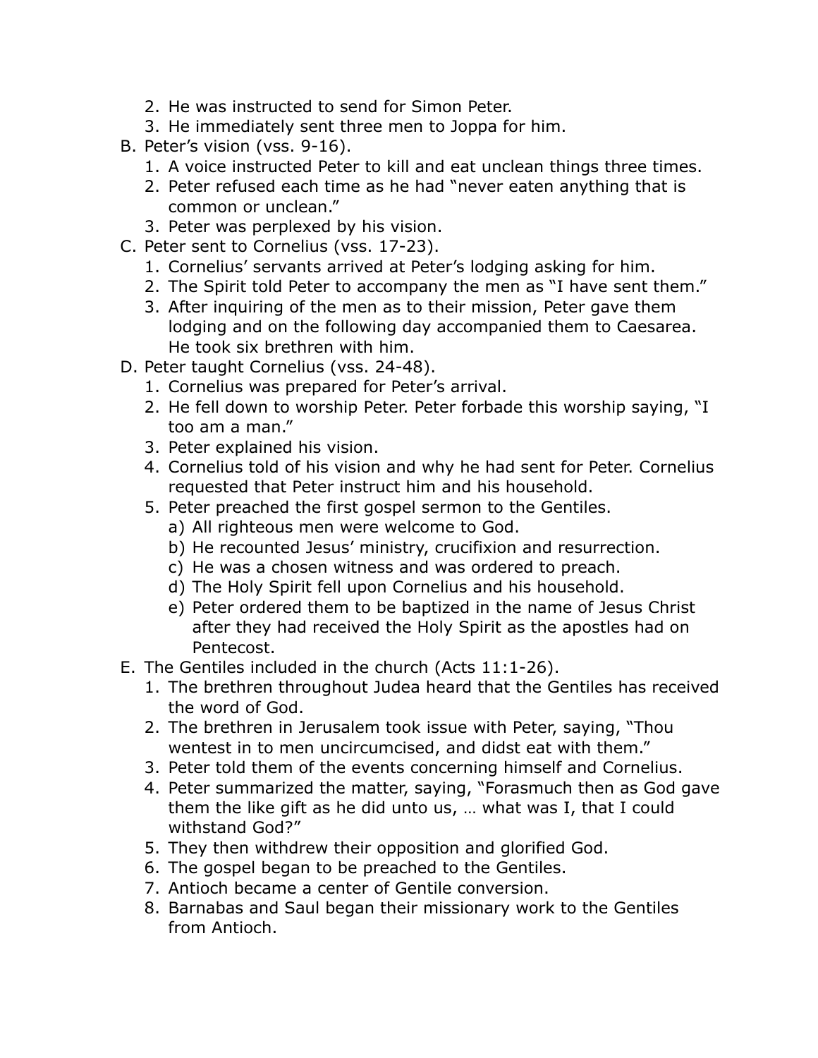2. He was instructed to send for Simon Peter.
3. He immediately sent three men to Joppa for him.

B. Peter's vision (vss. 9-16).
   1. A voice instructed Peter to kill and eat unclean things three times.
   2. Peter refused each time as he had "never eaten anything that is common or unclean."
   3. Peter was perplexed by his vision.

C. Peter sent to Cornelius (vss. 17-23).
   1. Cornelius' servants arrived at Peter's lodging asking for him.
   2. The Spirit told Peter to accompany the men as "I have sent them."
   3. After inquiring of the men as to their mission, Peter gave them lodging and on the following day accompanied them to Caesarea. He took six brethren with him.

D. Peter taught Cornelius (vss. 24-48).
   1. Cornelius was prepared for Peter's arrival.
   2. He fell down to worship Peter. Peter forbade this worship saying, "I too am a man."
   3. Peter explained his vision.
   4. Cornelius told of his vision and why he had sent for Peter. Cornelius requested that Peter instruct him and his household.
   5. Peter preached the first gospel sermon to the Gentiles.
      a) All righteous men were welcome to God.
      b) He recounted Jesus' ministry, crucifixion and resurrection.
      c) He was a chosen witness and was ordered to preach.
      d) The Holy Spirit fell upon Cornelius and his household.
      e) Peter ordered them to be baptized in the name of Jesus Christ after they had received the Holy Spirit as the apostles had on Pentecost.

E. The Gentiles included in the church (Acts 11:1-26).
   1. The brethren throughout Judea heard that the Gentiles has received the word of God.
   2. The brethren in Jerusalem took issue with Peter, saying, "Thou wentest in to men uncircumcised, and didst eat with them."
   3. Peter told them of the events concerning himself and Cornelius.
   4. Peter summarized the matter, saying, "Forasmuch then as God gave them the like gift as he did unto us, … what was I, that I could withstand God?"
   5. They then withdrew their opposition and glorified God.
   6. The gospel began to be preached to the Gentiles.
   7. Antioch became a center of Gentile conversion.
   8. Barnabas and Saul began their missionary work to the Gentiles from Antioch.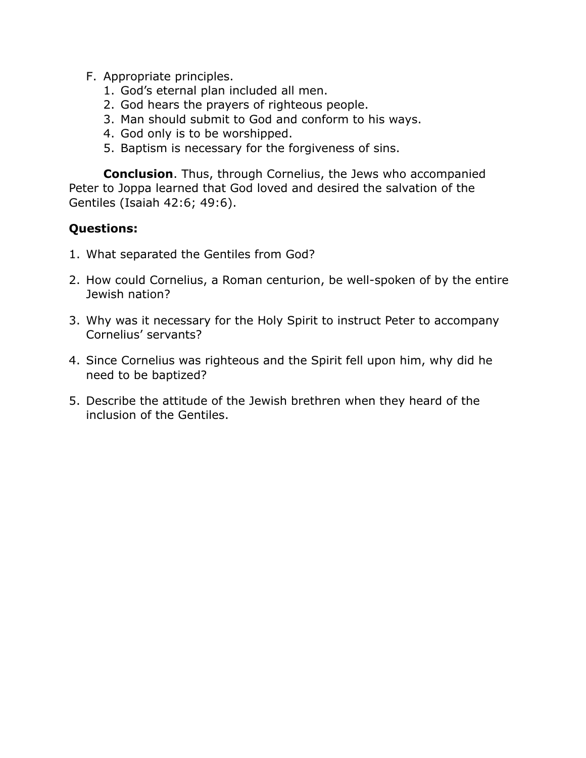F. Appropriate principles.
   1. God's eternal plan included all men.
   2. God hears the prayers of righteous people.
   3. Man should submit to God and conform to his ways.
   4. God only is to be worshipped.
   5. Baptism is necessary for the forgiveness of sins.

**Conclusion**. Thus, through Cornelius, the Jews who accompanied Peter to Joppa learned that God loved and desired the salvation of the Gentiles (Isaiah 42:6; 49:6).

**Questions:**

1. What separated the Gentiles from God?

2. How could Cornelius, a Roman centurion, be well-spoken of by the entire Jewish nation?

3. Why was it necessary for the Holy Spirit to instruct Peter to accompany Cornelius' servants?

4. Since Cornelius was righteous and the Spirit fell upon him, why did he need to be baptized?

5. Describe the attitude of the Jewish brethren when they heard of the inclusion of the Gentiles.